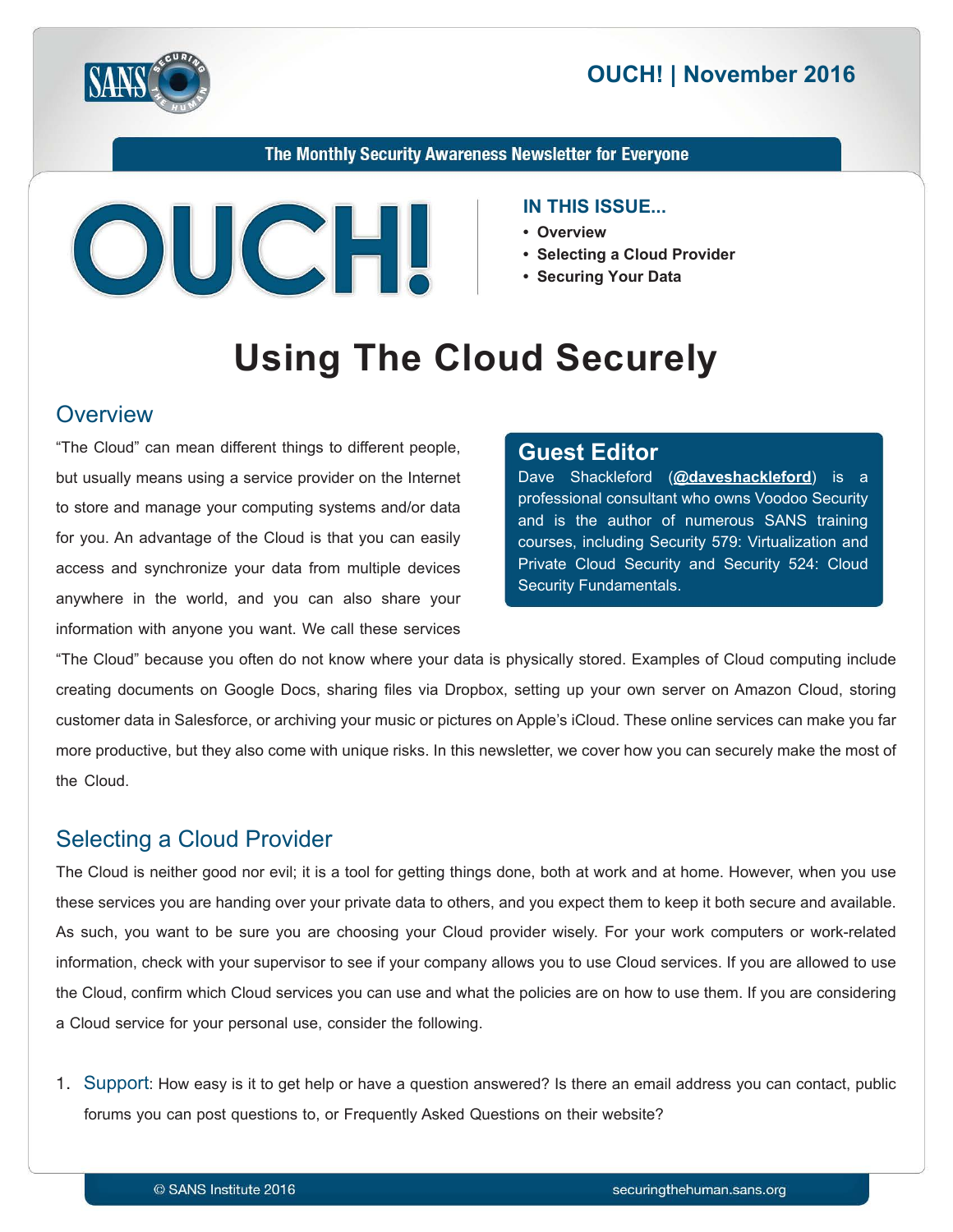# OUCH! | November 2016

The Monthly Security Awareness Newsletter for Everyone

**IN THIS ISSUE...**

- **Overview**
- **Selecting a Cloud Provider**
- **Securing Your Data**

# Using The Cloud Securely

## Overview

"The Cloud" can mean different things to different people, but usually means using a service provider on the Internet to store and manage your computing systems and/or data for you. An advantage of the Cloud is that you can easily access and synchronize your data from multiple devices anywhere in the world, and you can also share your information with anyone you want. We call these services "The Cloud" because you often do not know where your data is physically stored. Examples of Cloud computing include creating documents on Google Docs, sharing files via Dropbox, setting up your own server on Amazon Cloud, storing customer data in Salesforce, or archiving your music or pictures on Apple's iCloud. These online services can make you far more productive, but they also come with unique risks. In this newsletter, we cover how you can securely make the most of the Cloud.

### Guest Editor

Dave Shackleford (**@daveshackleford**) is a professional consultant who owns Voodoo Security and is the author of numerous SANS training courses, including Security 579: Virtualization and Private Cloud Security and Security 524: Cloud Security Fundamentals.

## Selecting a Cloud Provider

The Cloud is neither good nor evil; it is a tool for getting things done, both at work and at home. However, when you use these services you are handing over your private data to others, and you expect them to keep it both secure and available. As such, you want to be sure you are choosing your Cloud provider wisely. For your work computers or work-related information, check with your supervisor to see if your company allows you to use Cloud services. If you are allowed to use the Cloud, confirm which Cloud services you can use and what the policies are on how to use them. If you are considering a Cloud service for your personal use, consider the following.

1. Support: How easy is it to get help or have a question answered? Is there an email address you can contact, public forums you can post questions to, or Frequently Asked Questions on their website?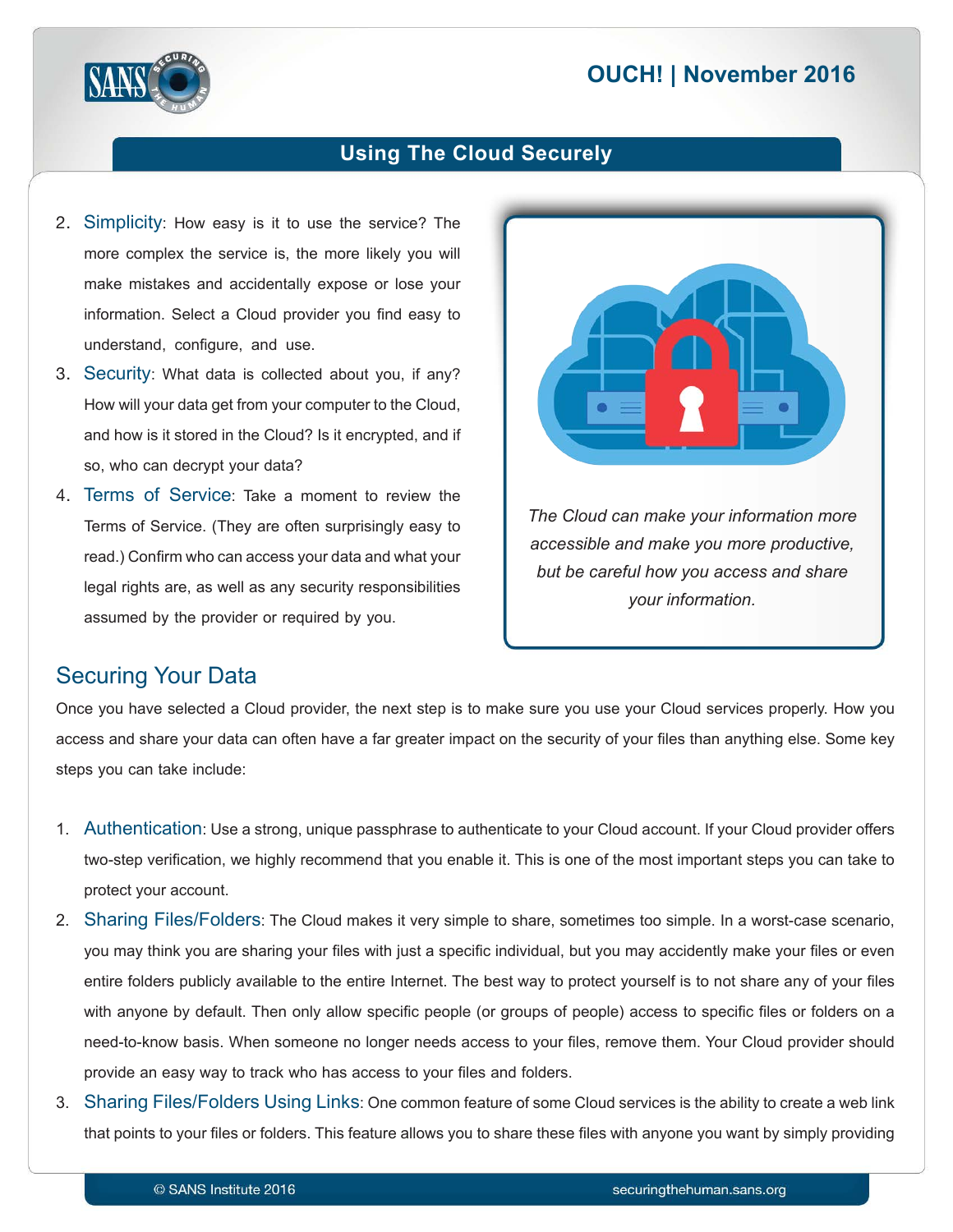2. Simplicity: How easy is it to use the service? The more complex the service is, the more likely you will make mistakes and accidentally expose or lose your information. Select a Cloud provider you find easy to understand, configure, and use.
3. Security: What data is collected about you, if any? How will your data get from your computer to the Cloud, and how is it stored in the Cloud? Is it encrypted, and if so, who can decrypt your data?
4. Terms of Service: Take a moment to review the Terms of Service. (They are often surprisingly easy to read.) Confirm who can access your data and what your legal rights are, as well as any security responsibilities assumed by the provider or required by you.

*The Cloud can make your information more accessible and make you more productive, but be careful how you access and share your information.*

## Securing Your Data

Once you have selected a Cloud provider, the next step is to make sure you use your Cloud services properly. How you access and share your data can often have a far greater impact on the security of your files than anything else. Some key steps you can take include:

1. Authentication: Use a strong, unique passphrase to authenticate to your Cloud account. If your Cloud provider offers two-step verification, we highly recommend that you enable it. This is one of the most important steps you can take to protect your account.
2. Sharing Files/Folders: The Cloud makes it very simple to share, sometimes too simple. In a worst-case scenario, you may think you are sharing your files with just a specific individual, but you may accidently make your files or even entire folders publicly available to the entire Internet. The best way to protect yourself is to not share any of your files with anyone by default. Then only allow specific people (or groups of people) access to specific files or folders on a need-to-know basis. When someone no longer needs access to your files, remove them. Your Cloud provider should provide an easy way to track who has access to your files and folders.
3. Sharing Files/Folders Using Links: One common feature of some Cloud services is the ability to create a web link that points to your files or folders. This feature allows you to share these files with anyone you want by simply providing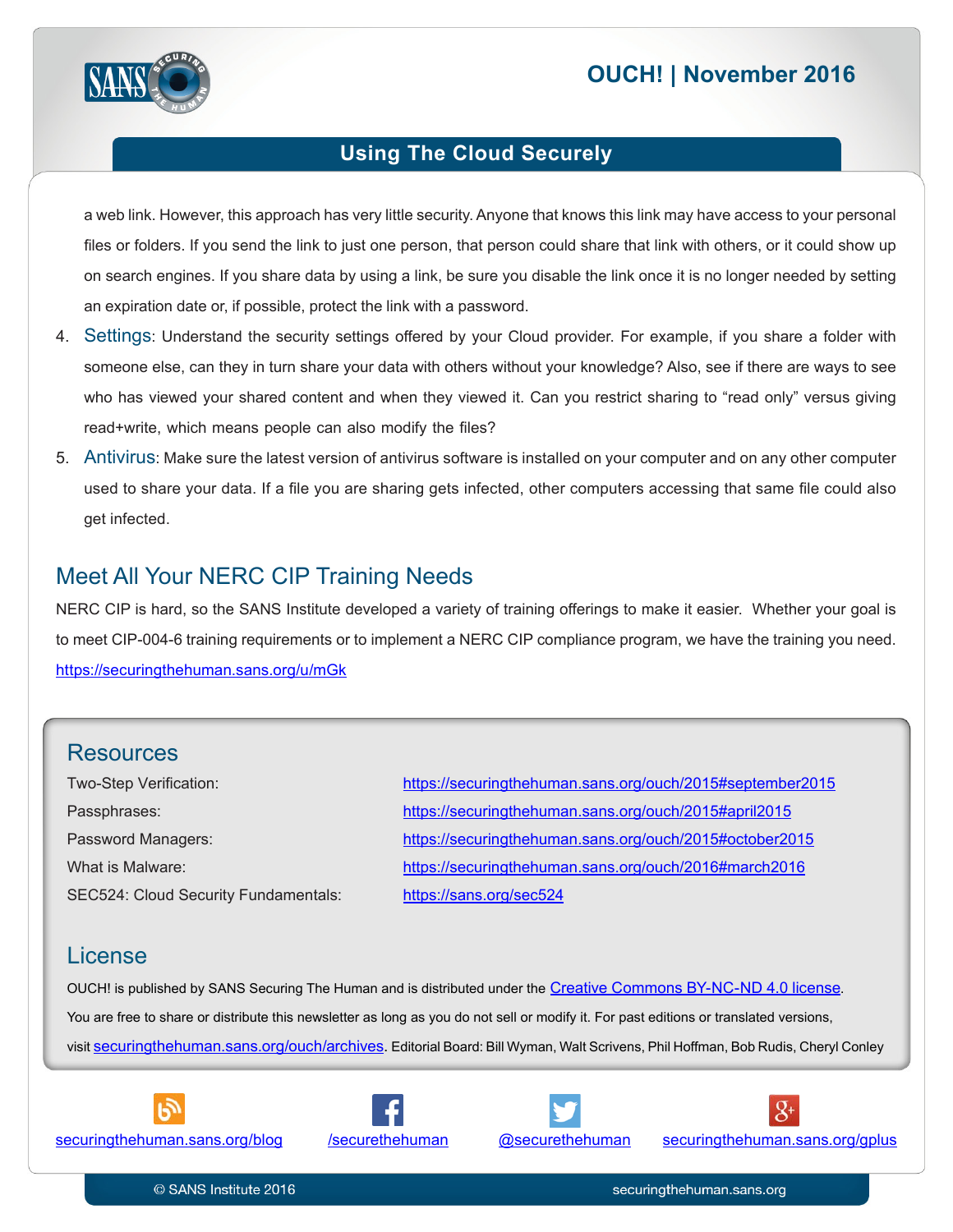a web link. However, this approach has very little security. Anyone that knows this link may have access to your personal files or folders. If you send the link to just one person, that person could share that link with others, or it could show up on search engines. If you share data by using a link, be sure you disable the link once it is no longer needed by setting an expiration date or, if possible, protect the link with a password.

4. Settings: Understand the security settings offered by your Cloud provider. For example, if you share a folder with someone else, can they in turn share your data with others without your knowledge? Also, see if there are ways to see who has viewed your shared content and when they viewed it. Can you restrict sharing to "read only" versus giving read+write, which means people can also modify the files?
5. Antivirus: Make sure the latest version of antivirus software is installed on your computer and on any other computer used to share your data. If a file you are sharing gets infected, other computers accessing that same file could also get infected.

## Meet All Your NERC CIP Training Needs

NERC CIP is hard, so the SANS Institute developed a variety of training offerings to make it easier. Whether your goal is to meet CIP-004-6 training requirements or to implement a NERC CIP compliance program, we have the training you need.
https://securingthehuman.sans.org/u/mGk

## Resources

| | |
|---|---|
| Two-Step Verification: | https://securingthehuman.sans.org/ouch/2015#september2015 |
| Passphrases: | https://securingthehuman.sans.org/ouch/2015#april2015 |
| Password Managers: | https://securingthehuman.sans.org/ouch/2015#october2015 |
| What is Malware: | https://securingthehuman.sans.org/ouch/2016#march2016 |
| SEC524: Cloud Security Fundamentals: | https://sans.org/sec524 |

## License

OUCH! is published by SANS Securing The Human and is distributed under the Creative Commons BY-NC-ND 4.0 license. You are free to share or distribute this newsletter as long as you do not sell or modify it. For past editions or translated versions, visit securingthehuman.sans.org/ouch/archives. Editorial Board: Bill Wyman, Walt Scrivens, Phil Hoffman, Bob Rudis, Cheryl Conley

securingthehuman.sans.org/blog | /securethehuman | @securethehuman | securingthehuman.sans.org/gplus